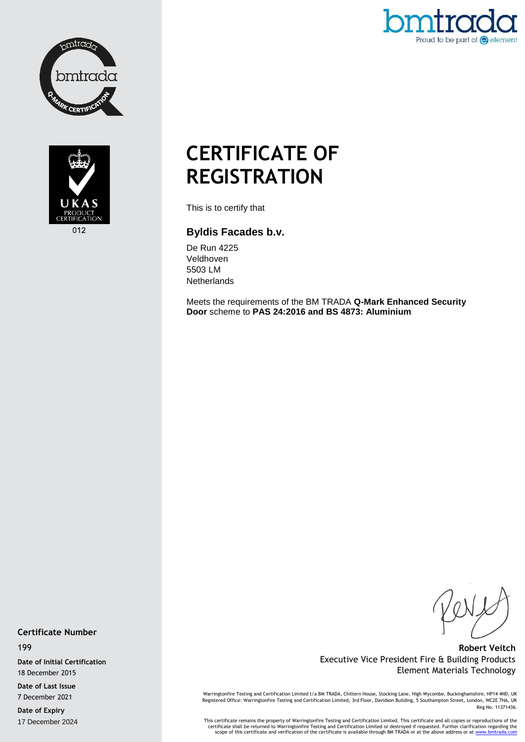bmtrada

Proud to be part of element

bmtrada Q-MARK CERTIFICATION

UKAS PRODUCT CERTIFICATION

012

# CERTIFICATE OF REGISTRATION

This is to certify that

## Byldis Facades b.v.

De Run 4225
Veldhoven
5503 LM
Netherlands

Meets the requirements of the BM TRADA **Q-Mark Enhanced Security Door** scheme to **PAS 24:2016 and BS 4873: Aluminium**

**Certificate Number**
199

**Date of Initial Certification**
18 December 2015

**Date of Last Issue**
7 December 2021

**Date of Expiry**
17 December 2024

**Robert Veitch**
Executive Vice President Fire & Building Products
Element Materials Technology

Warringtonfire Testing and Certification Limited t/a BM TRADA, Chiltern House, Stocking Lane, High Wycombe, Buckinghamshire, HP14 4ND, UK
Registered Office: Warringtonfire Testing and Certification Limited, 3rd Floor, Davidson Building, 5 Southampton Street, London, WC2E 7HA, UK
Reg No. 11371436.

This certificate remains the property of Warringtonfire Testing and Certification Limited. This certificate and all copies or reproductions of the certificate shall be returned to Warringtonfire Testing and Certification Limited or destroyed if requested. Further clarification regarding the scope of this certificate and verification of the certificate is available through BM TRADA or at the above address or at www.bmtrada.com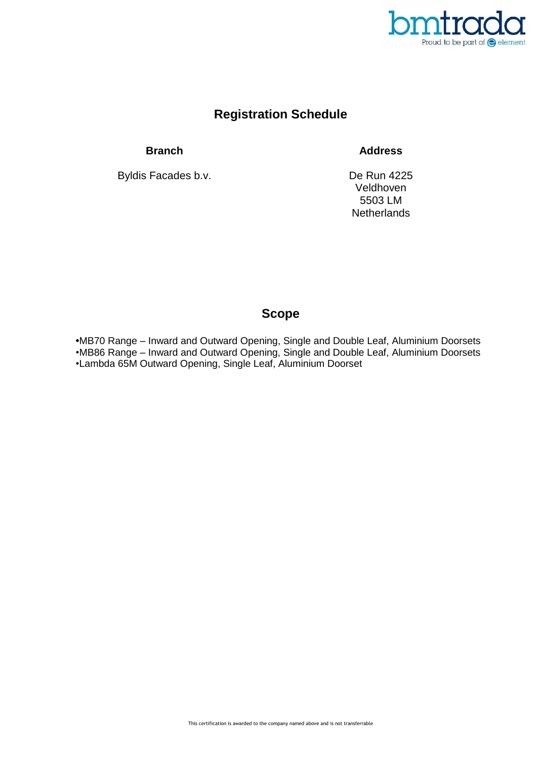# Registration Schedule

| Branch | Address |
|---|---|
| Byldis Facades b.v. | De Run 4225<br>Veldhoven<br>5503 LM<br>Netherlands |

## Scope

- MB70 Range – Inward and Outward Opening, Single and Double Leaf, Aluminium Doorsets
- MB86 Range – Inward and Outward Opening, Single and Double Leaf, Aluminium Doorsets
- Lambda 65M Outward Opening, Single Leaf, Aluminium Doorset

This certification is awarded to the company named above and is not transferrable